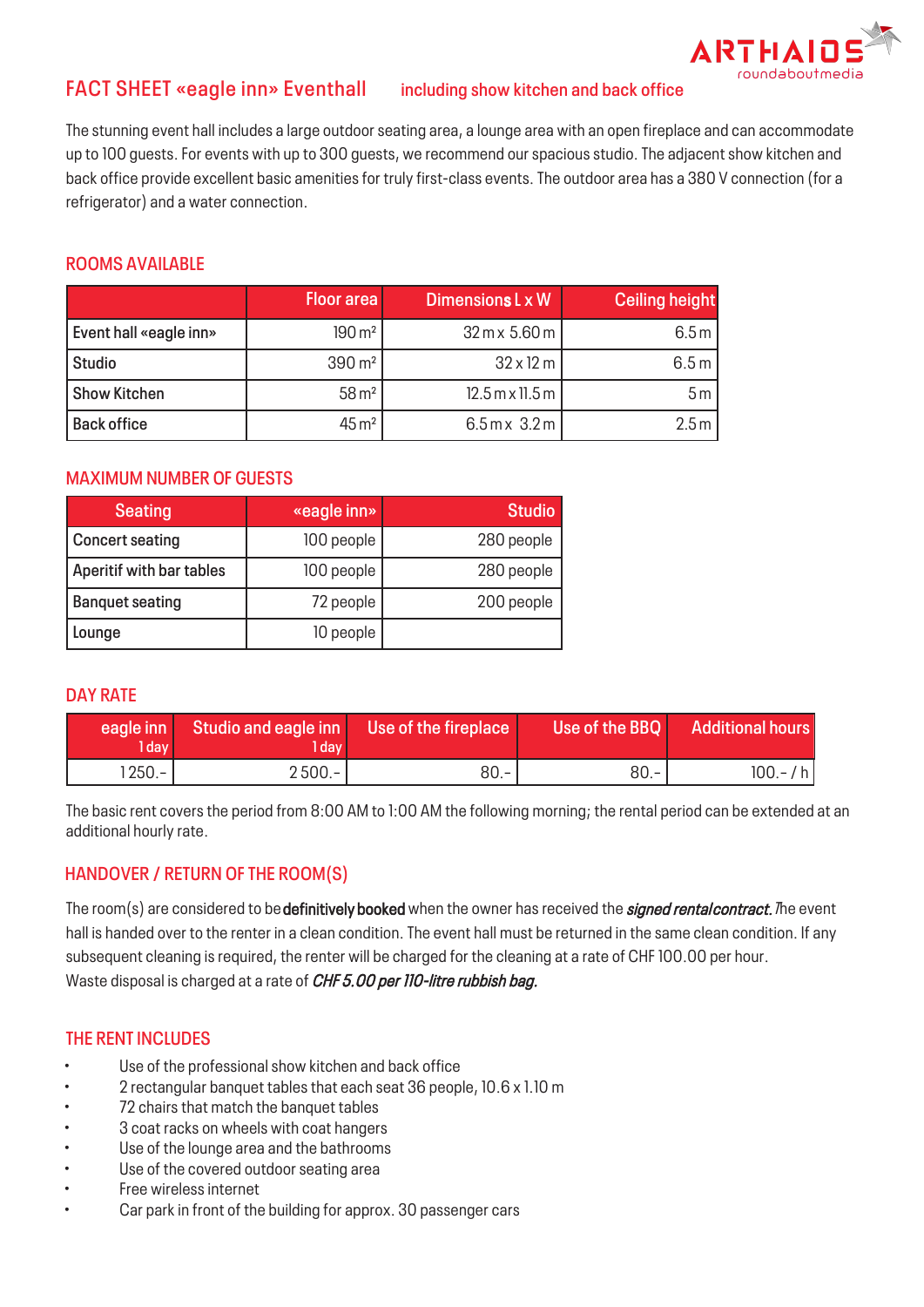# FACT SHEET «eagle inn» Eventhall including show kitchen and back office

The stunning event hall includes a large outdoor seating area, a lounge area with an open fireplace and can accommodate up to 100 guests. For events with up to 300 guests, we recommend our spacious studio. The adjacent show kitchen and back office provide excellent basic amenities for truly first-class events. The outdoor area has a 380 V connection (for a refrigerator) and a water connection.

## ROOMS AVAILABLE

| | Floor area | Dimensions L x W | Ceiling height |
|---|---|---|---|
| Event hall «eagle inn» | 190 m² | 32 m x 5.60 m | 6.5 m |
| Studio | 390 m² | 32 x 12 m | 6.5 m |
| Show Kitchen | 58 m² | 12.5 m x 11.5 m | 5 m |
| Back office | 45 m² | 6.5 m x 3.2 m | 2.5 m |

## MAXIMUM NUMBER OF GUESTS

| Seating | «eagle inn» | Studio |
|---|---|---|
| Concert seating | 100 people | 280 people |
| Aperitif with bar tables | 100 people | 280 people |
| Banquet seating | 72 people | 200 people |
| Lounge | 10 people | |

## DAY RATE

| eagle inn 1 day | Studio and eagle inn 1 day | Use of the fireplace | Use of the BBQ | Additional hours |
|---|---|---|---|---|
| 1250.- | 2500.- | 80.- | 80.- | 100.- / h |

The basic rent covers the period from 8:00 AM to 1:00 AM the following morning; the rental period can be extended at an additional hourly rate.

## HANDOVER / RETURN OF THE ROOM(S)

The room(s) are considered to be **definitively booked** when the owner has received the ***signed rental contract.*** The event hall is handed over to the renter in a clean condition. The event hall must be returned in the same clean condition. If any subsequent cleaning is required, the renter will be charged for the cleaning at a rate of CHF 100.00 per hour.
Waste disposal is charged at a rate of ***CHF 5.00 per 110-litre rubbish bag.***

## THE RENT INCLUDES

- Use of the professional show kitchen and back office
- 2 rectangular banquet tables that each seat 36 people, 10.6 x 1.10 m
- 72 chairs that match the banquet tables
- 3 coat racks on wheels with coat hangers
- Use of the lounge area and the bathrooms
- Use of the covered outdoor seating area
- Free wireless internet
- Car park in front of the building for approx. 30 passenger cars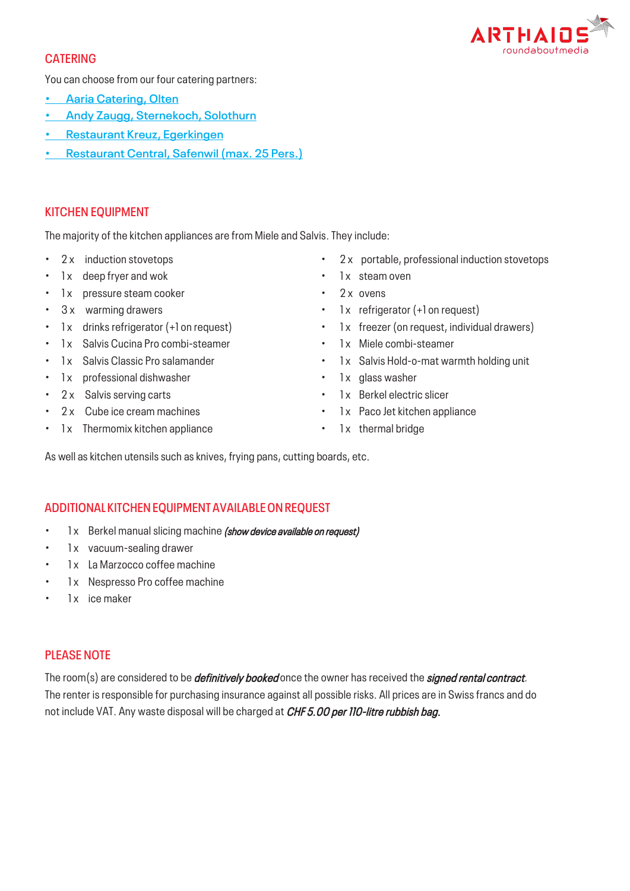## CATERING

You can choose from our four catering partners:

- Aaria Catering, Olten
- Andy Zaugg, Sternekoch, Solothurn
- Restaurant Kreuz, Egerkingen
- Restaurant Central, Safenwil (max. 25 Pers.)

## KITCHEN EQUIPMENT

The majority of the kitchen appliances are from Miele and Salvis. They include:

- 2 x induction stovetops
- 1 x deep fryer and wok
- 1 x pressure steam cooker
- 3 x warming drawers
- 1 x drinks refrigerator (+1 on request)
- 1 x Salvis Cucina Pro combi-steamer
- 1 x Salvis Classic Pro salamander
- 1 x professional dishwasher
- 2 x Salvis serving carts
- 2 x Cube ice cream machines
- 1 x Thermomix kitchen appliance
- 2 x portable, professional induction stovetops
- 1 x steam oven
- 2 x ovens
- 1 x refrigerator (+1 on request)
- 1 x freezer (on request, individual drawers)
- 1 x Miele combi-steamer
- 1 x Salvis Hold-o-mat warmth holding unit
- 1 x glass washer
- 1 x Berkel electric slicer
- 1 x Paco Jet kitchen appliance
- 1 x thermal bridge

As well as kitchen utensils such as knives, frying pans, cutting boards, etc.

## ADDITIONAL KITCHEN EQUIPMENT AVAILABLE ON REQUEST

- 1 x Berkel manual slicing machine *(show device available on request)*
- 1 x vacuum-sealing drawer
- 1 x La Marzocco coffee machine
- 1 x Nespresso Pro coffee machine
- 1 x ice maker

## PLEASE NOTE

The room(s) are considered to be ***definitively booked*** once the owner has received the ***signed rental contract***. The renter is responsible for purchasing insurance against all possible risks. All prices are in Swiss francs and do not include VAT. Any waste disposal will be charged at ***CHF 5.00 per 110-litre rubbish bag***.